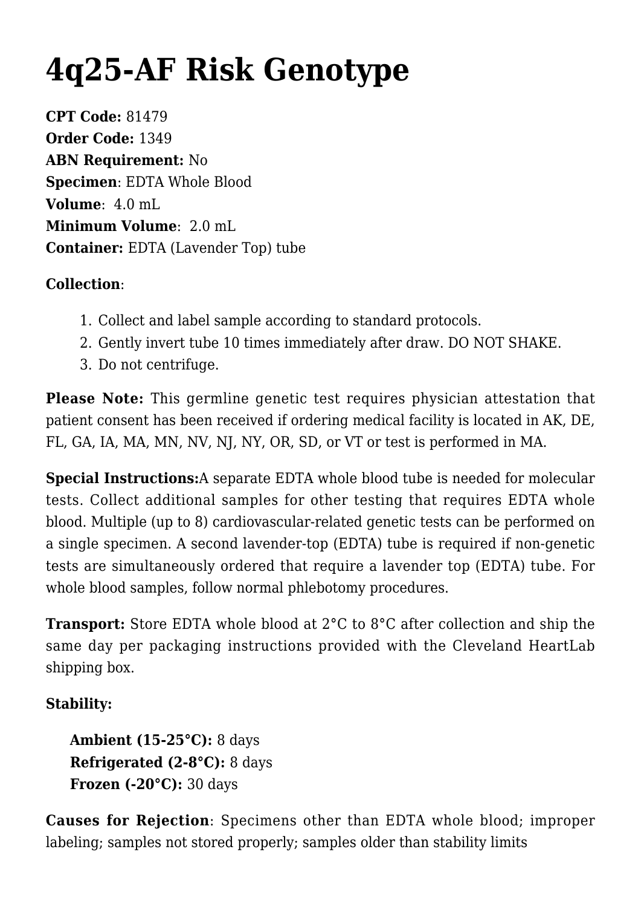# 4q25-AF Risk Genotype

**CPT Code:** 81479
**Order Code:** 1349
**ABN Requirement:** No
**Specimen**: EDTA Whole Blood
**Volume**: 4.0 mL
**Minimum Volume**: 2.0 mL
**Container:** EDTA (Lavender Top) tube

**Collection**:

1. Collect and label sample according to standard protocols.
2. Gently invert tube 10 times immediately after draw. DO NOT SHAKE.
3. Do not centrifuge.

**Please Note:** This germline genetic test requires physician attestation that patient consent has been received if ordering medical facility is located in AK, DE, FL, GA, IA, MA, MN, NV, NJ, NY, OR, SD, or VT or test is performed in MA.

**Special Instructions:** A separate EDTA whole blood tube is needed for molecular tests. Collect additional samples for other testing that requires EDTA whole blood. Multiple (up to 8) cardiovascular-related genetic tests can be performed on a single specimen. A second lavender-top (EDTA) tube is required if non-genetic tests are simultaneously ordered that require a lavender top (EDTA) tube. For whole blood samples, follow normal phlebotomy procedures.

**Transport:** Store EDTA whole blood at 2°C to 8°C after collection and ship the same day per packaging instructions provided with the Cleveland HeartLab shipping box.

**Stability:**

**Ambient (15-25°C):** 8 days
**Refrigerated (2-8°C):** 8 days
**Frozen (-20°C):** 30 days

**Causes for Rejection**: Specimens other than EDTA whole blood; improper labeling; samples not stored properly; samples older than stability limits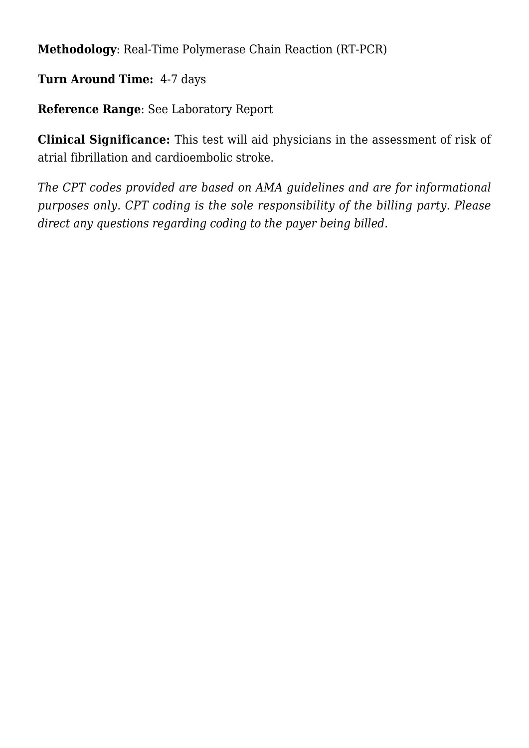**Methodology**: Real-Time Polymerase Chain Reaction (RT-PCR)

**Turn Around Time:** 4-7 days

**Reference Range**: See Laboratory Report

**Clinical Significance:** This test will aid physicians in the assessment of risk of atrial fibrillation and cardioembolic stroke.

*The CPT codes provided are based on AMA guidelines and are for informational purposes only. CPT coding is the sole responsibility of the billing party. Please direct any questions regarding coding to the payer being billed.*